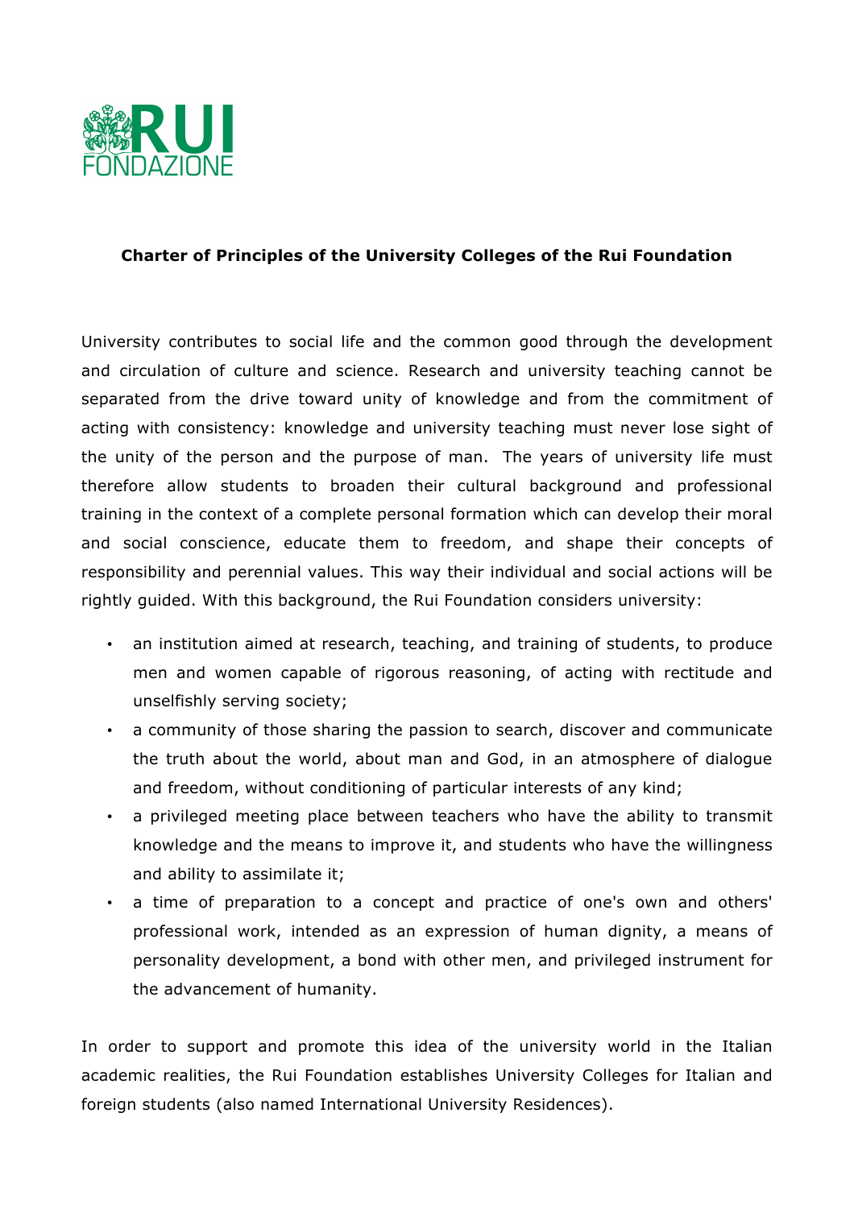RUI FONDAZIONE

**Charter of Principles of the University Colleges of the Rui Foundation**

University contributes to social life and the common good through the development and circulation of culture and science. Research and university teaching cannot be separated from the drive toward unity of knowledge and from the commitment of acting with consistency: knowledge and university teaching must never lose sight of the unity of the person and the purpose of man. The years of university life must therefore allow students to broaden their cultural background and professional training in the context of a complete personal formation which can develop their moral and social conscience, educate them to freedom, and shape their concepts of responsibility and perennial values. This way their individual and social actions will be rightly guided. With this background, the Rui Foundation considers university:

- an institution aimed at research, teaching, and training of students, to produce men and women capable of rigorous reasoning, of acting with rectitude and unselfishly serving society;
- a community of those sharing the passion to search, discover and communicate the truth about the world, about man and God, in an atmosphere of dialogue and freedom, without conditioning of particular interests of any kind;
- a privileged meeting place between teachers who have the ability to transmit knowledge and the means to improve it, and students who have the willingness and ability to assimilate it;
- a time of preparation to a concept and practice of one's own and others' professional work, intended as an expression of human dignity, a means of personality development, a bond with other men, and privileged instrument for the advancement of humanity.

In order to support and promote this idea of the university world in the Italian academic realities, the Rui Foundation establishes University Colleges for Italian and foreign students (also named International University Residences).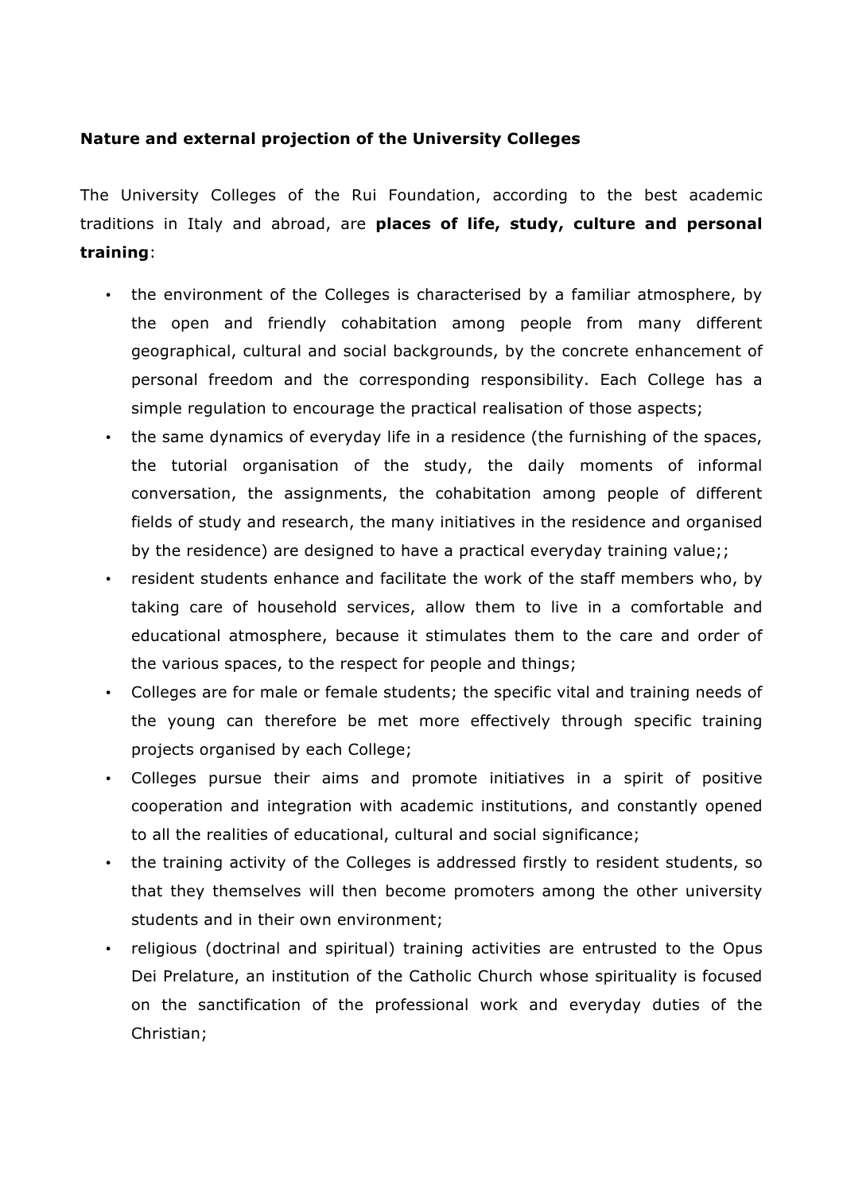**Nature and external projection of the University Colleges**

The University Colleges of the Rui Foundation, according to the best academic traditions in Italy and abroad, are **places of life, study, culture and personal training**:

- the environment of the Colleges is characterised by a familiar atmosphere, by the open and friendly cohabitation among people from many different geographical, cultural and social backgrounds, by the concrete enhancement of personal freedom and the corresponding responsibility. Each College has a simple regulation to encourage the practical realisation of those aspects;
- the same dynamics of everyday life in a residence (the furnishing of the spaces, the tutorial organisation of the study, the daily moments of informal conversation, the assignments, the cohabitation among people of different fields of study and research, the many initiatives in the residence and organised by the residence) are designed to have a practical everyday training value;;
- resident students enhance and facilitate the work of the staff members who, by taking care of household services, allow them to live in a comfortable and educational atmosphere, because it stimulates them to the care and order of the various spaces, to the respect for people and things;
- Colleges are for male or female students; the specific vital and training needs of the young can therefore be met more effectively through specific training projects organised by each College;
- Colleges pursue their aims and promote initiatives in a spirit of positive cooperation and integration with academic institutions, and constantly opened to all the realities of educational, cultural and social significance;
- the training activity of the Colleges is addressed firstly to resident students, so that they themselves will then become promoters among the other university students and in their own environment;
- religious (doctrinal and spiritual) training activities are entrusted to the Opus Dei Prelature, an institution of the Catholic Church whose spirituality is focused on the sanctification of the professional work and everyday duties of the Christian;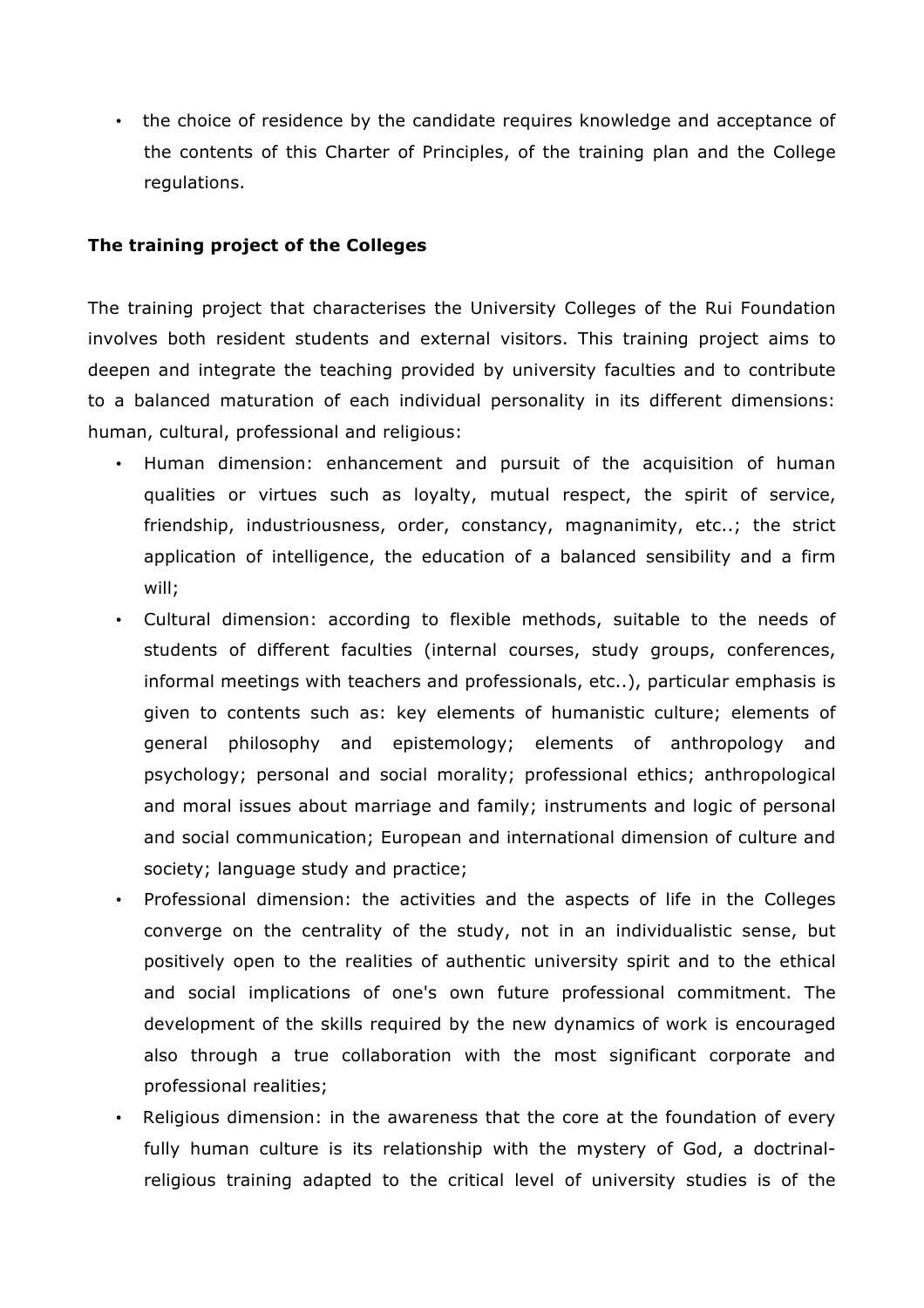- the choice of residence by the candidate requires knowledge and acceptance of the contents of this Charter of Principles, of the training plan and the College regulations.

**The training project of the Colleges**

The training project that characterises the University Colleges of the Rui Foundation involves both resident students and external visitors. This training project aims to deepen and integrate the teaching provided by university faculties and to contribute to a balanced maturation of each individual personality in its different dimensions: human, cultural, professional and religious:

- Human dimension: enhancement and pursuit of the acquisition of human qualities or virtues such as loyalty, mutual respect, the spirit of service, friendship, industriousness, order, constancy, magnanimity, etc..; the strict application of intelligence, the education of a balanced sensibility and a firm will;
- Cultural dimension: according to flexible methods, suitable to the needs of students of different faculties (internal courses, study groups, conferences, informal meetings with teachers and professionals, etc..), particular emphasis is given to contents such as: key elements of humanistic culture; elements of general philosophy and epistemology; elements of anthropology and psychology; personal and social morality; professional ethics; anthropological and moral issues about marriage and family; instruments and logic of personal and social communication; European and international dimension of culture and society; language study and practice;
- Professional dimension: the activities and the aspects of life in the Colleges converge on the centrality of the study, not in an individualistic sense, but positively open to the realities of authentic university spirit and to the ethical and social implications of one's own future professional commitment. The development of the skills required by the new dynamics of work is encouraged also through a true collaboration with the most significant corporate and professional realities;
- Religious dimension: in the awareness that the core at the foundation of every fully human culture is its relationship with the mystery of God, a doctrinal-religious training adapted to the critical level of university studies is of the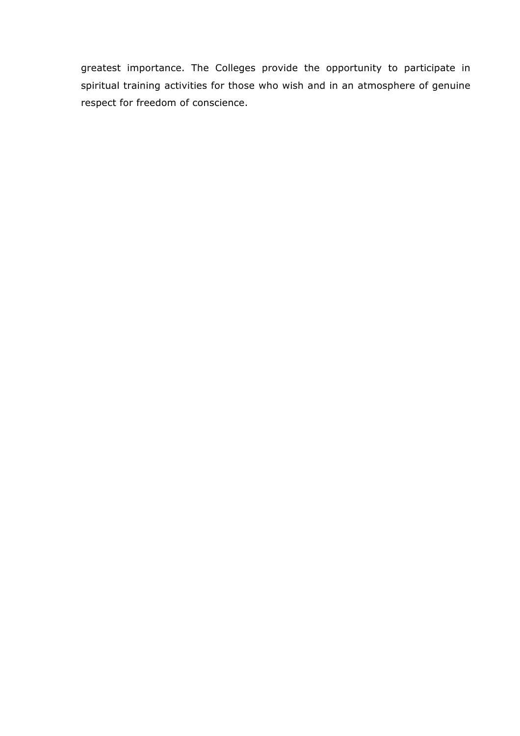greatest importance. The Colleges provide the opportunity to participate in spiritual training activities for those who wish and in an atmosphere of genuine respect for freedom of conscience.